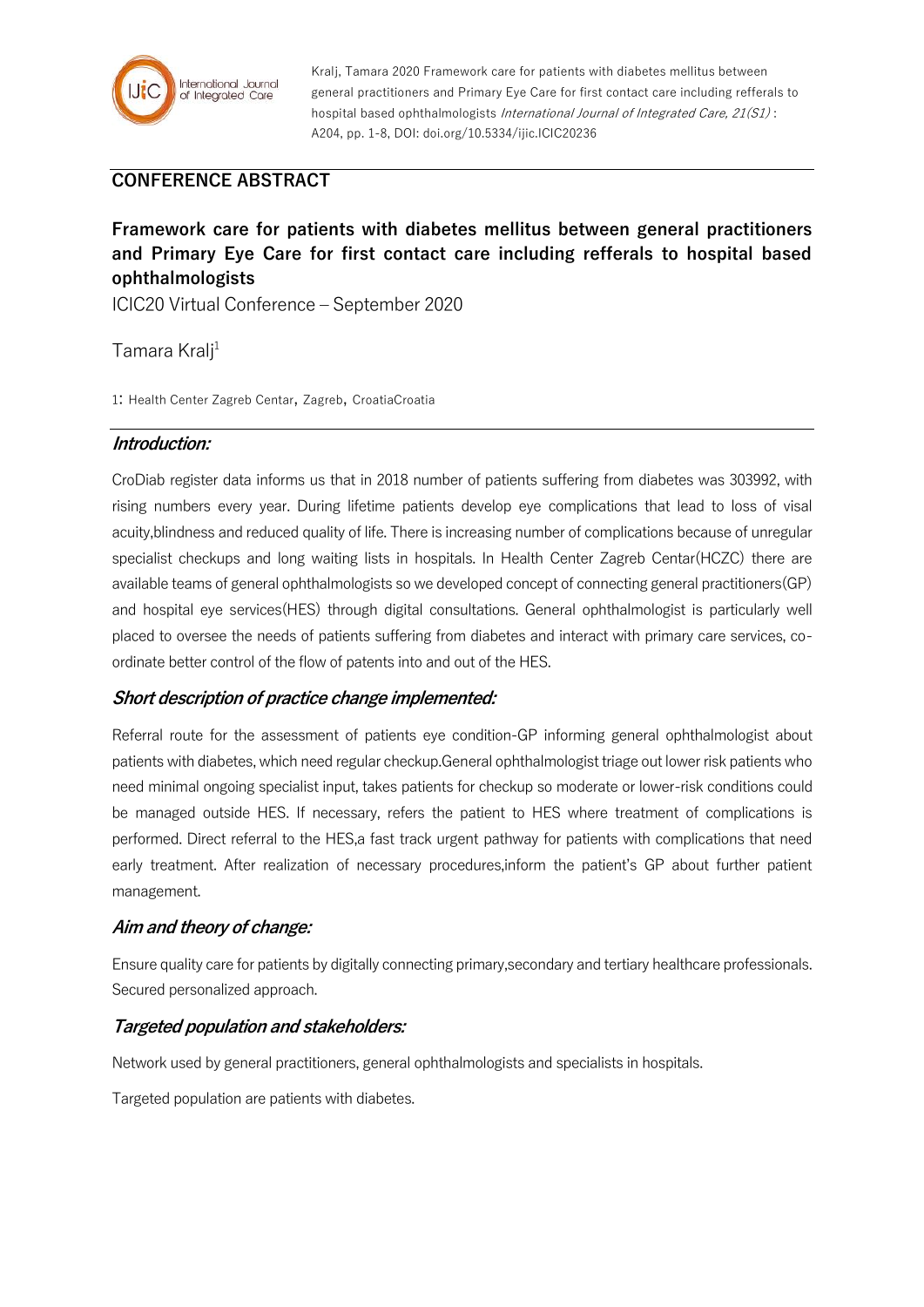Kralj, Tamara 2020 Framework care for patients with diabetes mellitus between general practitioners and Primary Eye Care for first contact care including refferals to hospital based ophthalmologists *International Journal of Integrated Care, 21(S1)* : A204, pp. 1-8, DOI: doi.org/10.5334/ijic.ICIC20236

## CONFERENCE ABSTRACT

# Framework care for patients with diabetes mellitus between general practitioners and Primary Eye Care for first contact care including refferals to hospital based ophthalmologists

ICIC20 Virtual Conference – September 2020

Tamara Kralj[1]

1: Health Center Zagreb Centar, Zagreb, CroatiaCroatia

### *Introduction:*

CroDiab register data informs us that in 2018 number of patients suffering from diabetes was 303992, with rising numbers every year. During lifetime patients develop eye complications that lead to loss of visal acuity,blindness and reduced quality of life. There is increasing number of complications because of unregular specialist checkups and long waiting lists in hospitals. In Health Center Zagreb Centar(HCZC) there are available teams of general ophthalmologists so we developed concept of connecting general practitioners(GP) and hospital eye services(HES) through digital consultations. General ophthalmologist is particularly well placed to oversee the needs of patients suffering from diabetes and interact with primary care services, co-ordinate better control of the flow of patents into and out of the HES.

### *Short description of practice change implemented:*

Referral route for the assessment of patients eye condition-GP informing general ophthalmologist about patients with diabetes, which need regular checkup.General ophthalmologist triage out lower risk patients who need minimal ongoing specialist input, takes patients for checkup so moderate or lower-risk conditions could be managed outside HES. If necessary, refers the patient to HES where treatment of complications is performed. Direct referral to the HES,a fast track urgent pathway for patients with complications that need early treatment. After realization of necessary procedures,inform the patient's GP about further patient management.

### *Aim and theory of change:*

Ensure quality care for patients by digitally connecting primary,secondary and tertiary healthcare professionals. Secured personalized approach.

### *Targeted population and stakeholders:*

Network used by general practitioners, general ophthalmologists and specialists in hospitals.

Targeted population are patients with diabetes.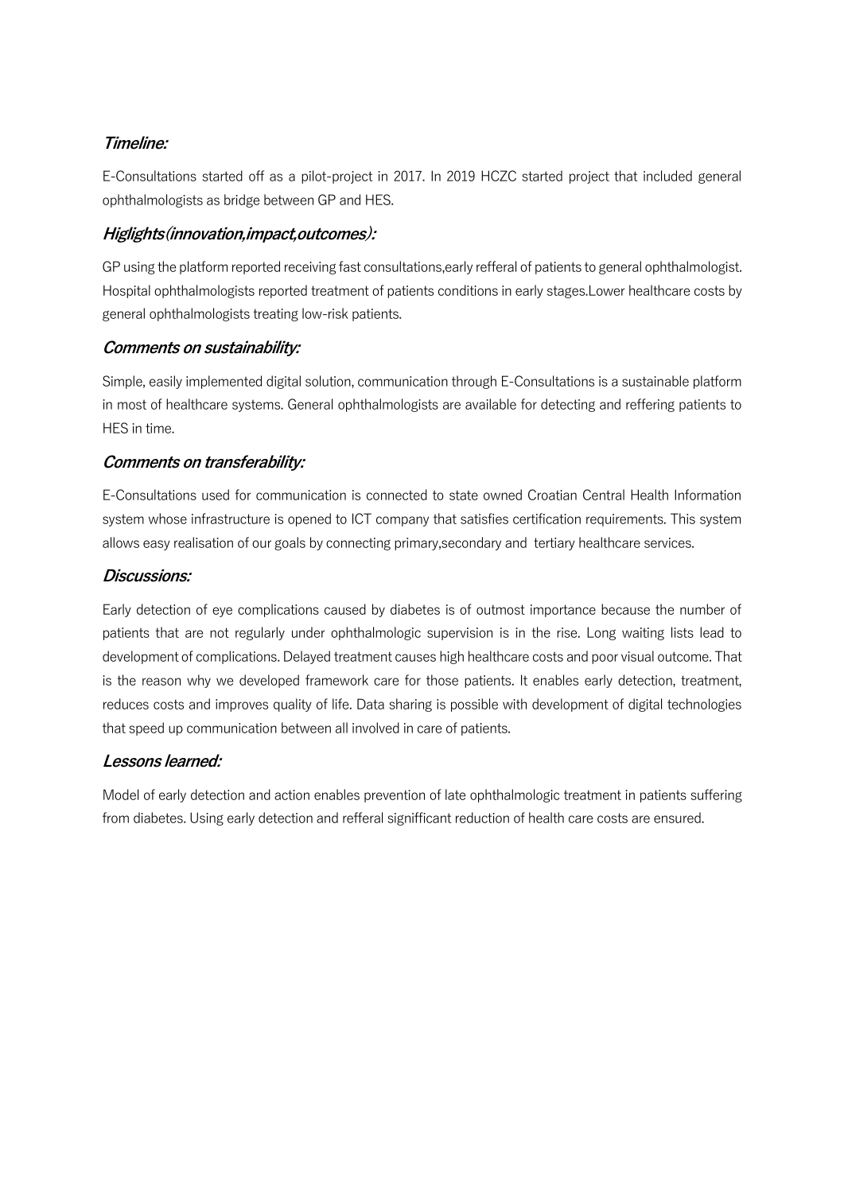### *Timeline:*

E-Consultations started off as a pilot-project in 2017. In 2019 HCZC started project that included general ophthalmologists as bridge between GP and HES.

### *Higlights(innovation,impact,outcomes):*

GP using the platform reported receiving fast consultations,early refferal of patients to general ophthalmologist. Hospital ophthalmologists reported treatment of patients conditions in early stages.Lower healthcare costs by general ophthalmologists treating low-risk patients.

### *Comments on sustainability:*

Simple, easily implemented digital solution, communication through E-Consultations is a sustainable platform in most of healthcare systems. General ophthalmologists are available for detecting and reffering patients to HES in time.

### *Comments on transferability:*

E-Consultations used for communication is connected to state owned Croatian Central Health Information system whose infrastructure is opened to ICT company that satisfies certification requirements. This system allows easy realisation of our goals by connecting primary,secondary and tertiary healthcare services.

### *Discussions:*

Early detection of eye complications caused by diabetes is of outmost importance because the number of patients that are not regularly under ophthalmologic supervision is in the rise. Long waiting lists lead to development of complications. Delayed treatment causes high healthcare costs and poor visual outcome. That is the reason why we developed framework care for those patients. It enables early detection, treatment, reduces costs and improves quality of life. Data sharing is possible with development of digital technologies that speed up communication between all involved in care of patients.

### *Lessons learned:*

Model of early detection and action enables prevention of late ophthalmologic treatment in patients suffering from diabetes. Using early detection and refferal signifficant reduction of health care costs are ensured.